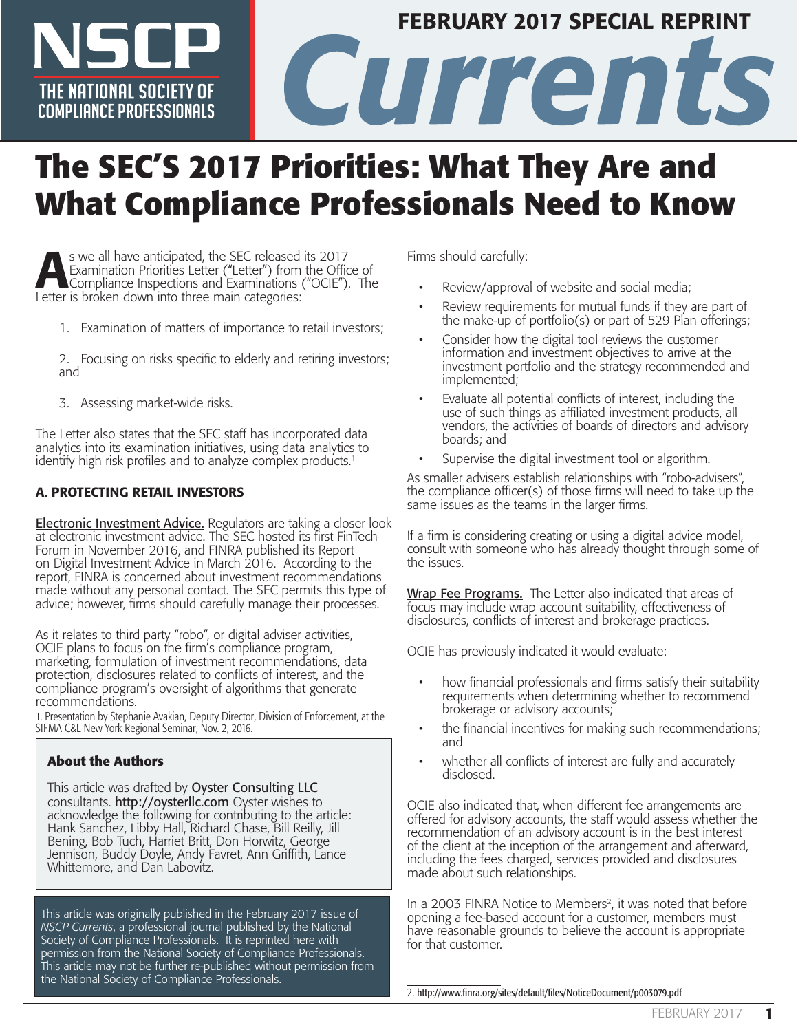# The SEC'S 2017 Priorities: What They Are and What Compliance Professionals Need to Know

As we all have anticipated, the SEC released its 2017 Examination Priorities Letter ("Letter") from the Office of Compliance Inspections and Examinations ("OCIE"). The Letter is broken down into three main categories:

1. Examination of matters of importance to retail investors;
2. Focusing on risks specific to elderly and retiring investors; and
3. Assessing market-wide risks.

The Letter also states that the SEC staff has incorporated data analytics into its examination initiatives, using data analytics to identify high risk profiles and to analyze complex products.[1]

## A. PROTECTING RETAIL INVESTORS

Electronic Investment Advice. Regulators are taking a closer look at electronic investment advice. The SEC hosted its first FinTech Forum in November 2016, and FINRA published its Report on Digital Investment Advice in March 2016. According to the report, FINRA is concerned about investment recommendations made without any personal contact. The SEC permits this type of advice; however, firms should carefully manage their processes.

As it relates to third party "robo", or digital adviser activities, OCIE plans to focus on the firm's compliance program, marketing, formulation of investment recommendations, data protection, disclosures related to conflicts of interest, and the compliance program's oversight of algorithms that generate recommendations.

1. Presentation by Stephanie Avakian, Deputy Director, Division of Enforcement, at the SIFMA C&L New York Regional Seminar, Nov. 2, 2016.

**About the Authors**

This article was drafted by Oyster Consulting LLC consultants. http://oysterllc.com Oyster wishes to acknowledge the following for contributing to the article: Hank Sanchez, Libby Hall, Richard Chase, Bill Reilly, Jill Bening, Bob Tuch, Harriet Britt, Don Horwitz, George Jennison, Buddy Doyle, Andy Favret, Ann Griffith, Lance Whittemore, and Dan Labovitz.

This article was originally published in the February 2017 issue of *NSCP Currents*, a professional journal published by the National Society of Compliance Professionals. It is reprinted here with permission from the National Society of Compliance Professionals. This article may not be further re-published without permission from the National Society of Compliance Professionals.

Firms should carefully:

- Review/approval of website and social media;
- Review requirements for mutual funds if they are part of the make-up of portfolio(s) or part of 529 Plan offerings;
- Consider how the digital tool reviews the customer information and investment objectives to arrive at the investment portfolio and the strategy recommended and implemented;
- Evaluate all potential conflicts of interest, including the use of such things as affiliated investment products, all vendors, the activities of boards of directors and advisory boards; and
- Supervise the digital investment tool or algorithm.

As smaller advisers establish relationships with "robo-advisers", the compliance officer(s) of those firms will need to take up the same issues as the teams in the larger firms.

If a firm is considering creating or using a digital advice model, consult with someone who has already thought through some of the issues.

Wrap Fee Programs. The Letter also indicated that areas of focus may include wrap account suitability, effectiveness of disclosures, conflicts of interest and brokerage practices.

OCIE has previously indicated it would evaluate:

- how financial professionals and firms satisfy their suitability requirements when determining whether to recommend brokerage or advisory accounts;
- the financial incentives for making such recommendations; and
- whether all conflicts of interest are fully and accurately disclosed.

OCIE also indicated that, when different fee arrangements are offered for advisory accounts, the staff would assess whether the recommendation of an advisory account is in the best interest of the client at the inception of the arrangement and afterward, including the fees charged, services provided and disclosures made about such relationships.

In a 2003 FINRA Notice to Members[2], it was noted that before opening a fee-based account for a customer, members must have reasonable grounds to believe the account is appropriate for that customer.

2. http://www.finra.org/sites/default/files/NoticeDocument/p003079.pdf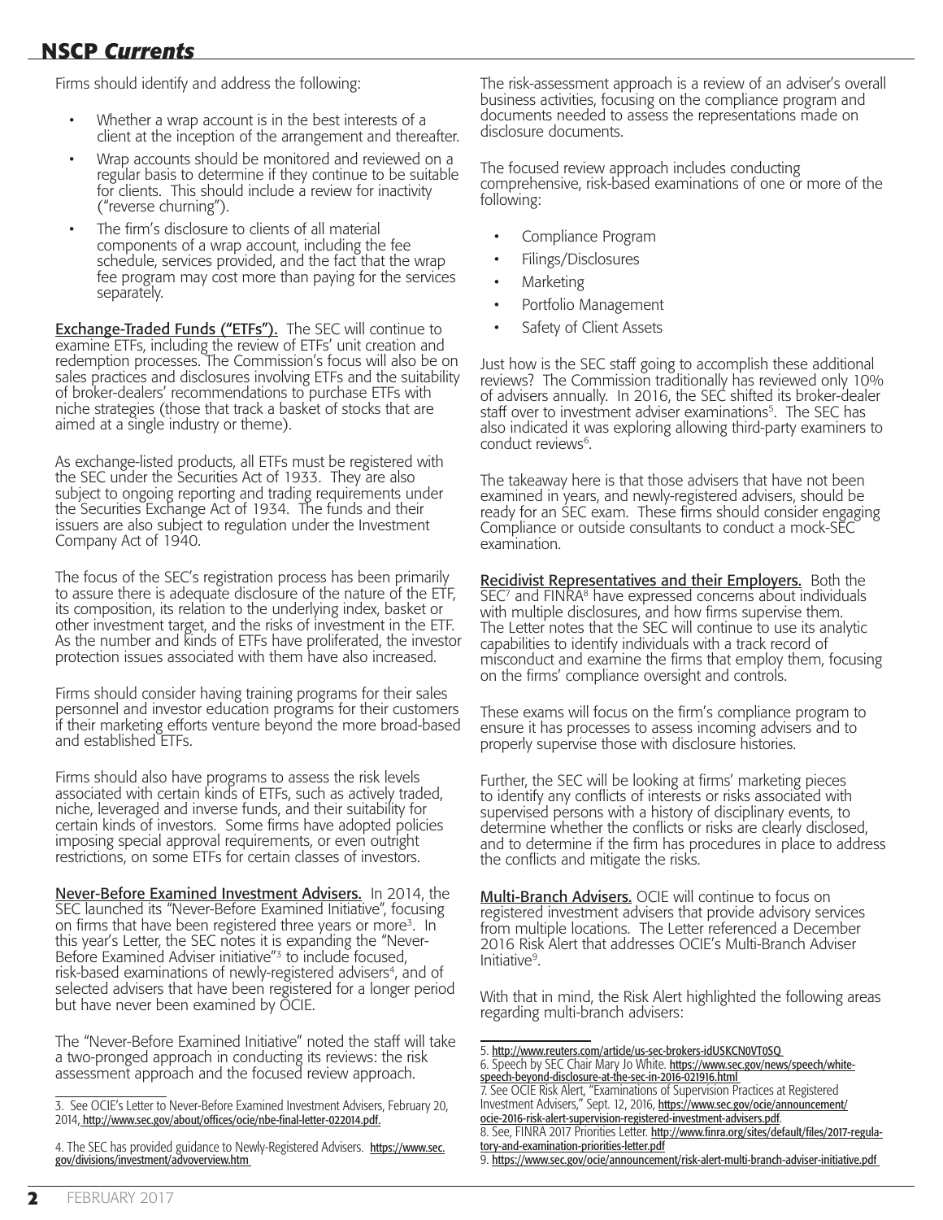Firms should identify and address the following:

- Whether a wrap account is in the best interests of a client at the inception of the arrangement and thereafter.
- Wrap accounts should be monitored and reviewed on a regular basis to determine if they continue to be suitable for clients. This should include a review for inactivity ("reverse churning").
- The firm's disclosure to clients of all material components of a wrap account, including the fee schedule, services provided, and the fact that the wrap fee program may cost more than paying for the services separately.

**Exchange-Traded Funds ("ETFs").** The SEC will continue to examine ETFs, including the review of ETFs' unit creation and redemption processes. The Commission's focus will also be on sales practices and disclosures involving ETFs and the suitability of broker-dealers' recommendations to purchase ETFs with niche strategies (those that track a basket of stocks that are aimed at a single industry or theme).

As exchange-listed products, all ETFs must be registered with the SEC under the Securities Act of 1933. They are also subject to ongoing reporting and trading requirements under the Securities Exchange Act of 1934. The funds and their issuers are also subject to regulation under the Investment Company Act of 1940.

The focus of the SEC's registration process has been primarily to assure there is adequate disclosure of the nature of the ETF, its composition, its relation to the underlying index, basket or other investment target, and the risks of investment in the ETF. As the number and kinds of ETFs have proliferated, the investor protection issues associated with them have also increased.

Firms should consider having training programs for their sales personnel and investor education programs for their customers if their marketing efforts venture beyond the more broad-based and established ETFs.

Firms should also have programs to assess the risk levels associated with certain kinds of ETFs, such as actively traded, niche, leveraged and inverse funds, and their suitability for certain kinds of investors. Some firms have adopted policies imposing special approval requirements, or even outright restrictions, on some ETFs for certain classes of investors.

**Never-Before Examined Investment Advisers.** In 2014, the SEC launched its "Never-Before Examined Initiative", focusing on firms that have been registered three years or more[3]. In this year's Letter, the SEC notes it is expanding the "Never-Before Examined Adviser initiative"[3] to include focused, risk-based examinations of newly-registered advisers[4], and of selected advisers that have been registered for a longer period but have never been examined by OCIE.

The "Never-Before Examined Initiative" noted the staff will take a two-pronged approach in conducting its reviews: the risk assessment approach and the focused review approach.

The risk-assessment approach is a review of an adviser's overall business activities, focusing on the compliance program and documents needed to assess the representations made on disclosure documents.

The focused review approach includes conducting comprehensive, risk-based examinations of one or more of the following:

- Compliance Program
- Filings/Disclosures
- Marketing
- Portfolio Management
- Safety of Client Assets

Just how is the SEC staff going to accomplish these additional reviews? The Commission traditionally has reviewed only 10% of advisers annually. In 2016, the SEC shifted its broker-dealer staff over to investment adviser examinations[5]. The SEC has also indicated it was exploring allowing third-party examiners to conduct reviews[6].

The takeaway here is that those advisers that have not been examined in years, and newly-registered advisers, should be ready for an SEC exam. These firms should consider engaging Compliance or outside consultants to conduct a mock-SEC examination.

**Recidivist Representatives and their Employers.** Both the SEC[7] and FINRA[8] have expressed concerns about individuals with multiple disclosures, and how firms supervise them. The Letter notes that the SEC will continue to use its analytic capabilities to identify individuals with a track record of misconduct and examine the firms that employ them, focusing on the firms' compliance oversight and controls.

These exams will focus on the firm's compliance program to ensure it has processes to assess incoming advisers and to properly supervise those with disclosure histories.

Further, the SEC will be looking at firms' marketing pieces to identify any conflicts of interests or risks associated with supervised persons with a history of disciplinary events, to determine whether the conflicts or risks are clearly disclosed, and to determine if the firm has procedures in place to address the conflicts and mitigate the risks.

**Multi-Branch Advisers.** OCIE will continue to focus on registered investment advisers that provide advisory services from multiple locations. The Letter referenced a December 2016 Risk Alert that addresses OCIE's Multi-Branch Adviser Initiative[9].

With that in mind, the Risk Alert highlighted the following areas regarding multi-branch advisers:

---

3. See OCIE's Letter to Never-Before Examined Investment Advisers, February 20, 2014, http://www.sec.gov/about/offices/ocie/nbe-final-letter-022014.pdf.

4. The SEC has provided guidance to Newly-Registered Advisers. https://www.sec.gov/divisions/investment/advoverview.htm

5. http://www.reuters.com/article/us-sec-brokers-idUSKCN0VT0SQ
6. Speech by SEC Chair Mary Jo White. https://www.sec.gov/news/speech/white-speech-beyond-disclosure-at-the-sec-in-2016-021916.html
7. See OCIE Risk Alert, "Examinations of Supervision Practices at Registered Investment Advisers," Sept. 12, 2016, https://www.sec.gov/ocie/announcement/ocie-2016-risk-alert-supervision-registered-investment-advisers.pdf.
8. See, FINRA 2017 Priorities Letter. http://www.finra.org/sites/default/files/2017-regulatory-and-examination-priorities-letter.pdf
9. https://www.sec.gov/ocie/announcement/risk-alert-multi-branch-adviser-initiative.pdf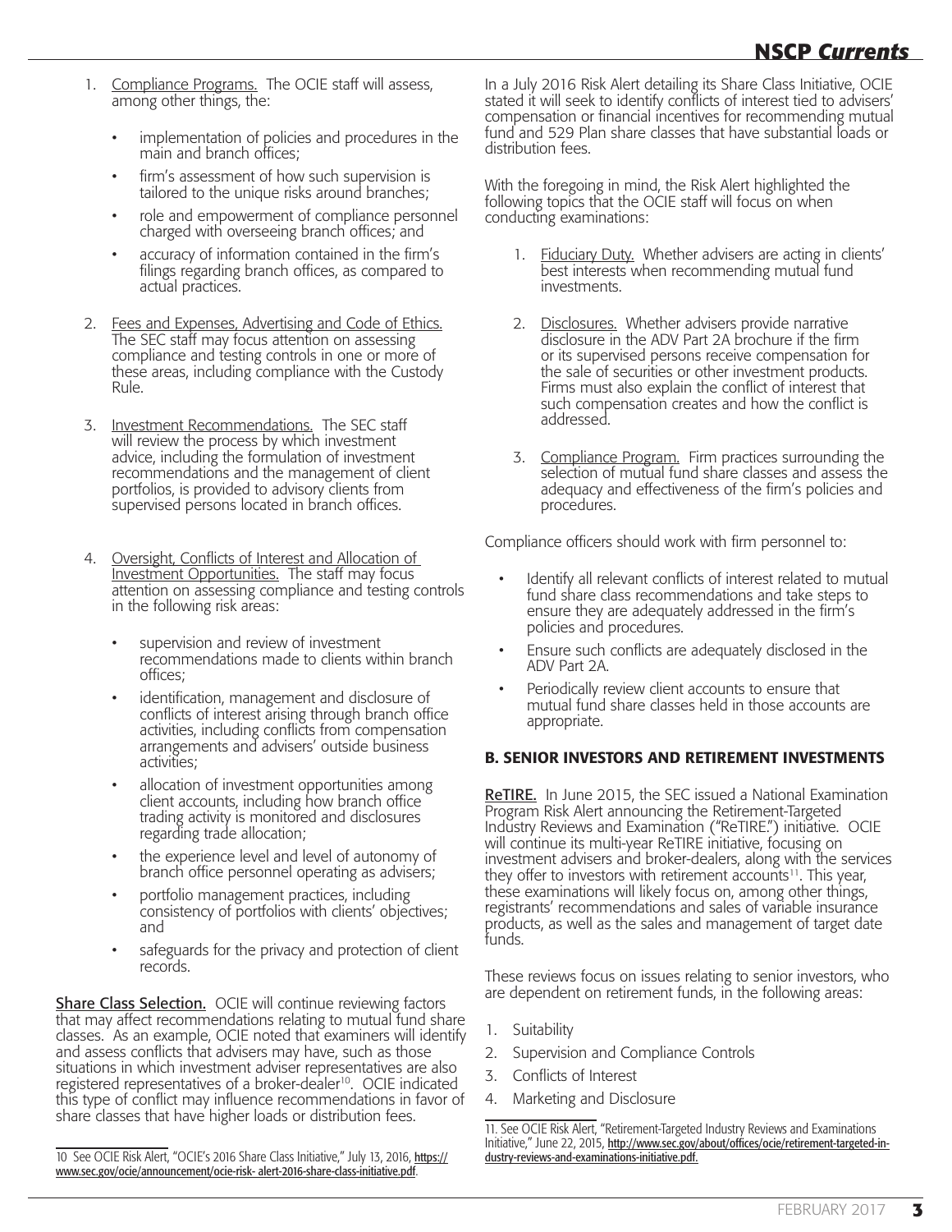1. Compliance Programs. The OCIE staff will assess, among other things, the:
   - implementation of policies and procedures in the main and branch offices;
   - firm's assessment of how such supervision is tailored to the unique risks around branches;
   - role and empowerment of compliance personnel charged with overseeing branch offices; and
   - accuracy of information contained in the firm's filings regarding branch offices, as compared to actual practices.
2. Fees and Expenses, Advertising and Code of Ethics. The SEC staff may focus attention on assessing compliance and testing controls in one or more of these areas, including compliance with the Custody Rule.
3. Investment Recommendations. The SEC staff will review the process by which investment advice, including the formulation of investment recommendations and the management of client portfolios, is provided to advisory clients from supervised persons located in branch offices.
4. Oversight, Conflicts of Interest and Allocation of Investment Opportunities. The staff may focus attention on assessing compliance and testing controls in the following risk areas:
   - supervision and review of investment recommendations made to clients within branch offices;
   - identification, management and disclosure of conflicts of interest arising through branch office activities, including conflicts from compensation arrangements and advisers' outside business activities;
   - allocation of investment opportunities among client accounts, including how branch office trading activity is monitored and disclosures regarding trade allocation;
   - the experience level and level of autonomy of branch office personnel operating as advisers;
   - portfolio management practices, including consistency of portfolios with clients' objectives; and
   - safeguards for the privacy and protection of client records.

**Share Class Selection.** OCIE will continue reviewing factors that may affect recommendations relating to mutual fund share classes. As an example, OCIE noted that examiners will identify and assess conflicts that advisers may have, such as those situations in which investment adviser representatives are also registered representatives of a broker-dealer[10]. OCIE indicated this type of conflict may influence recommendations in favor of share classes that have higher loads or distribution fees.

In a July 2016 Risk Alert detailing its Share Class Initiative, OCIE stated it will seek to identify conflicts of interest tied to advisers' compensation or financial incentives for recommending mutual fund and 529 Plan share classes that have substantial loads or distribution fees.

With the foregoing in mind, the Risk Alert highlighted the following topics that the OCIE staff will focus on when conducting examinations:

1. Fiduciary Duty. Whether advisers are acting in clients' best interests when recommending mutual fund investments.
2. Disclosures. Whether advisers provide narrative disclosure in the ADV Part 2A brochure if the firm or its supervised persons receive compensation for the sale of securities or other investment products. Firms must also explain the conflict of interest that such compensation creates and how the conflict is addressed.
3. Compliance Program. Firm practices surrounding the selection of mutual fund share classes and assess the adequacy and effectiveness of the firm's policies and procedures.

Compliance officers should work with firm personnel to:

- Identify all relevant conflicts of interest related to mutual fund share class recommendations and take steps to ensure they are adequately addressed in the firm's policies and procedures.
- Ensure such conflicts are adequately disclosed in the ADV Part 2A.
- Periodically review client accounts to ensure that mutual fund share classes held in those accounts are appropriate.

### B. SENIOR INVESTORS AND RETIREMENT INVESTMENTS

**ReTIRE.** In June 2015, the SEC issued a National Examination Program Risk Alert announcing the Retirement-Targeted Industry Reviews and Examination ("ReTIRE.") initiative. OCIE will continue its multi-year ReTIRE initiative, focusing on investment advisers and broker-dealers, along with the services they offer to investors with retirement accounts[11]. This year, these examinations will likely focus on, among other things, registrants' recommendations and sales of variable insurance products, as well as the sales and management of target date funds.

These reviews focus on issues relating to senior investors, who are dependent on retirement funds, in the following areas:

1. Suitability
2. Supervision and Compliance Controls
3. Conflicts of Interest
4. Marketing and Disclosure

---

10 See OCIE Risk Alert, "OCIE's 2016 Share Class Initiative," July 13, 2016, https://www.sec.gov/ocie/announcement/ocie-risk- alert-2016-share-class-initiative.pdf.

11. See OCIE Risk Alert, "Retirement-Targeted Industry Reviews and Examinations Initiative," June 22, 2015, http://www.sec.gov/about/offices/ocie/retirement-targeted-industry-reviews-and-examinations-initiative.pdf.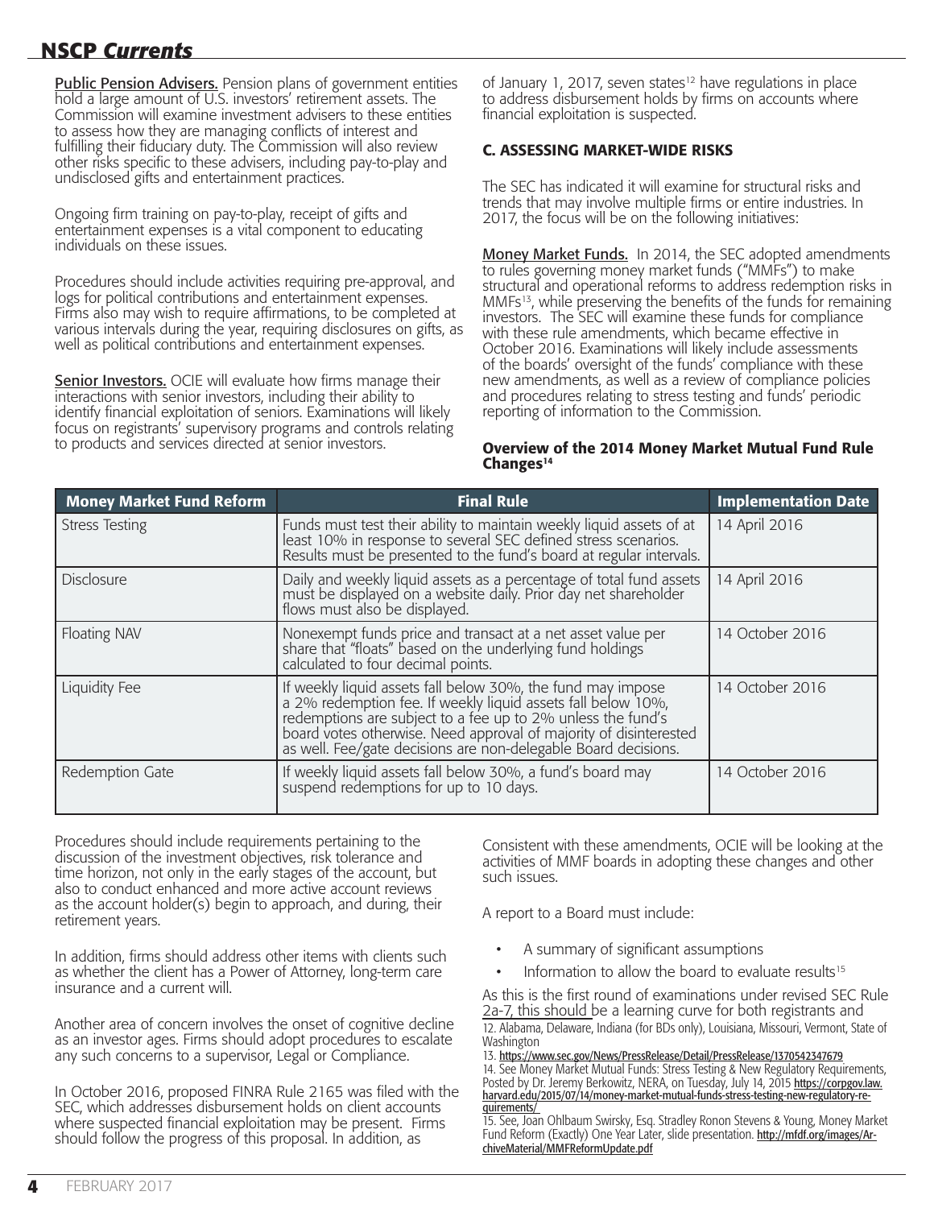**Public Pension Advisers.** Pension plans of government entities hold a large amount of U.S. investors' retirement assets. The Commission will examine investment advisers to these entities to assess how they are managing conflicts of interest and fulfilling their fiduciary duty. The Commission will also review other risks specific to these advisers, including pay-to-play and undisclosed gifts and entertainment practices.

Ongoing firm training on pay-to-play, receipt of gifts and entertainment expenses is a vital component to educating individuals on these issues.

Procedures should include activities requiring pre-approval, and logs for political contributions and entertainment expenses. Firms also may wish to require affirmations, to be completed at various intervals during the year, requiring disclosures on gifts, as well as political contributions and entertainment expenses.

**Senior Investors.** OCIE will evaluate how firms manage their interactions with senior investors, including their ability to identify financial exploitation of seniors. Examinations will likely focus on registrants' supervisory programs and controls relating to products and services directed at senior investors.

Procedures should include requirements pertaining to the discussion of the investment objectives, risk tolerance and time horizon, not only in the early stages of the account, but also to conduct enhanced and more active account reviews as the account holder(s) begin to approach, and during, their retirement years.

In addition, firms should address other items with clients such as whether the client has a Power of Attorney, long-term care insurance and a current will.

Another area of concern involves the onset of cognitive decline as an investor ages. Firms should adopt procedures to escalate any such concerns to a supervisor, Legal or Compliance.

In October 2016, proposed FINRA Rule 2165 was filed with the SEC, which addresses disbursement holds on client accounts where suspected financial exploitation may be present. Firms should follow the progress of this proposal. In addition, as of January 1, 2017, seven states[12] have regulations in place to address disbursement holds by firms on accounts where financial exploitation is suspected.

### C. ASSESSING MARKET-WIDE RISKS

The SEC has indicated it will examine for structural risks and trends that may involve multiple firms or entire industries. In 2017, the focus will be on the following initiatives:

**Money Market Funds.** In 2014, the SEC adopted amendments to rules governing money market funds ("MMFs") to make structural and operational reforms to address redemption risks in MMFs[13], while preserving the benefits of the funds for remaining investors. The SEC will examine these funds for compliance with these rule amendments, which became effective in October 2016. Examinations will likely include assessments of the boards' oversight of the funds' compliance with these new amendments, as well as a review of compliance policies and procedures relating to stress testing and funds' periodic reporting of information to the Commission.

#### Overview of the 2014 Money Market Mutual Fund Rule Changes[14]

| Money Market Fund Reform | Final Rule | Implementation Date |
|---|---|---|
| Stress Testing | Funds must test their ability to maintain weekly liquid assets of at least 10% in response to several SEC defined stress scenarios. Results must be presented to the fund's board at regular intervals. | 14 April 2016 |
| Disclosure | Daily and weekly liquid assets as a percentage of total fund assets must be displayed on a website daily. Prior day net shareholder flows must also be displayed. | 14 April 2016 |
| Floating NAV | Nonexempt funds price and transact at a net asset value per share that "floats" based on the underlying fund holdings calculated to four decimal points. | 14 October 2016 |
| Liquidity Fee | If weekly liquid assets fall below 30%, the fund may impose a 2% redemption fee. If weekly liquid assets fall below 10%, redemptions are subject to a fee up to 2% unless the fund's board votes otherwise. Need approval of majority of disinterested as well. Fee/gate decisions are non-delegable Board decisions. | 14 October 2016 |
| Redemption Gate | If weekly liquid assets fall below 30%, a fund's board may suspend redemptions for up to 10 days. | 14 October 2016 |

Consistent with these amendments, OCIE will be looking at the activities of MMF boards in adopting these changes and other such issues.

A report to a Board must include:

- A summary of significant assumptions
- Information to allow the board to evaluate results[15]

As this is the first round of examinations under revised SEC Rule 2a-7, this should be a learning curve for both registrants and

12. Alabama, Delaware, Indiana (for BDs only), Louisiana, Missouri, Vermont, State of Washington

13. https://www.sec.gov/News/PressRelease/Detail/PressRelease/1370542347679

14. See Money Market Mutual Funds: Stress Testing & New Regulatory Requirements, Posted by Dr. Jeremy Berkowitz, NERA, on Tuesday, July 14, 2015 https://corpgov.law.harvard.edu/2015/07/14/money-market-mutual-funds-stress-testing-new-regulatory-requirements/

15. See, Joan Ohlbaum Swirsky, Esq. Stradley Ronon Stevens & Young, Money Market Fund Reform (Exactly) One Year Later, slide presentation. http://mfdf.org/images/ArchiveMaterial/MMFReformUpdate.pdf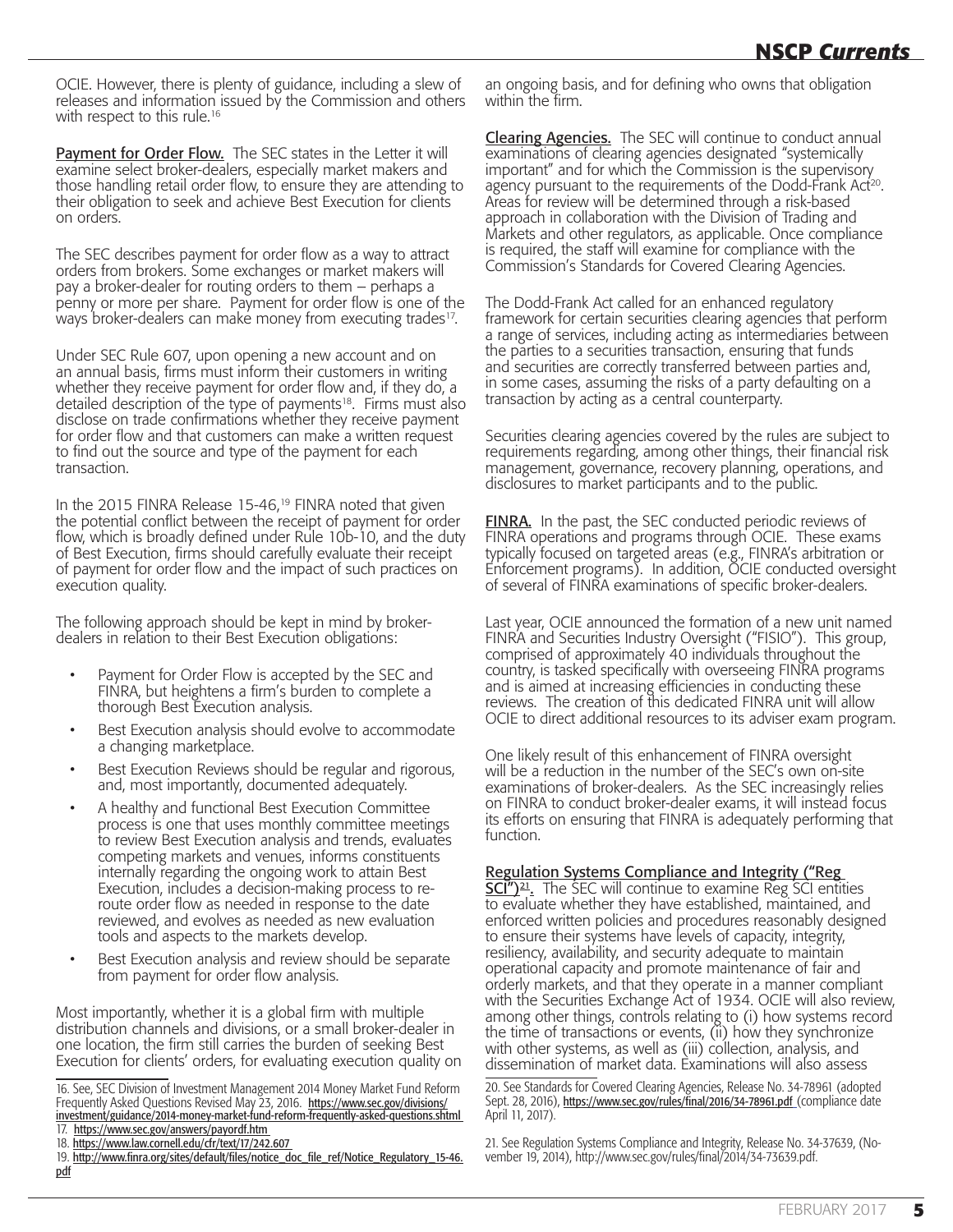OCIE. However, there is plenty of guidance, including a slew of releases and information issued by the Commission and others with respect to this rule.[16]

**Payment for Order Flow.** The SEC states in the Letter it will examine select broker-dealers, especially market makers and those handling retail order flow, to ensure they are attending to their obligation to seek and achieve Best Execution for clients on orders.

The SEC describes payment for order flow as a way to attract orders from brokers. Some exchanges or market makers will pay a broker-dealer for routing orders to them – perhaps a penny or more per share. Payment for order flow is one of the ways broker-dealers can make money from executing trades[17].

Under SEC Rule 607, upon opening a new account and on an annual basis, firms must inform their customers in writing whether they receive payment for order flow and, if they do, a detailed description of the type of payments[18]. Firms must also disclose on trade confirmations whether they receive payment for order flow and that customers can make a written request to find out the source and type of the payment for each transaction.

In the 2015 FINRA Release 15-46,[19] FINRA noted that given the potential conflict between the receipt of payment for order flow, which is broadly defined under Rule 10b-10, and the duty of Best Execution, firms should carefully evaluate their receipt of payment for order flow and the impact of such practices on execution quality.

The following approach should be kept in mind by broker-dealers in relation to their Best Execution obligations:

- Payment for Order Flow is accepted by the SEC and FINRA, but heightens a firm's burden to complete a thorough Best Execution analysis.
- Best Execution analysis should evolve to accommodate a changing marketplace.
- Best Execution Reviews should be regular and rigorous, and, most importantly, documented adequately.
- A healthy and functional Best Execution Committee process is one that uses monthly committee meetings to review Best Execution analysis and trends, evaluates competing markets and venues, informs constituents internally regarding the ongoing work to attain Best Execution, includes a decision-making process to re-route order flow as needed in response to the date reviewed, and evolves as needed as new evaluation tools and aspects to the markets develop.
- Best Execution analysis and review should be separate from payment for order flow analysis.

Most importantly, whether it is a global firm with multiple distribution channels and divisions, or a small broker-dealer in one location, the firm still carries the burden of seeking Best Execution for clients' orders, for evaluating execution quality on an ongoing basis, and for defining who owns that obligation within the firm.

**Clearing Agencies.** The SEC will continue to conduct annual examinations of clearing agencies designated "systemically important" and for which the Commission is the supervisory agency pursuant to the requirements of the Dodd-Frank Act[20]. Areas for review will be determined through a risk-based approach in collaboration with the Division of Trading and Markets and other regulators, as applicable. Once compliance is required, the staff will examine for compliance with the Commission's Standards for Covered Clearing Agencies.

The Dodd-Frank Act called for an enhanced regulatory framework for certain securities clearing agencies that perform a range of services, including acting as intermediaries between the parties to a securities transaction, ensuring that funds and securities are correctly transferred between parties and, in some cases, assuming the risks of a party defaulting on a transaction by acting as a central counterparty.

Securities clearing agencies covered by the rules are subject to requirements regarding, among other things, their financial risk management, governance, recovery planning, operations, and disclosures to market participants and to the public.

**FINRA.** In the past, the SEC conducted periodic reviews of FINRA operations and programs through OCIE. These exams typically focused on targeted areas (e.g., FINRA's arbitration or Enforcement programs). In addition, OCIE conducted oversight of several of FINRA examinations of specific broker-dealers.

Last year, OCIE announced the formation of a new unit named FINRA and Securities Industry Oversight ("FISIO"). This group, comprised of approximately 40 individuals throughout the country, is tasked specifically with overseeing FINRA programs and is aimed at increasing efficiencies in conducting these reviews. The creation of this dedicated FINRA unit will allow OCIE to direct additional resources to its adviser exam program.

One likely result of this enhancement of FINRA oversight will be a reduction in the number of the SEC's own on-site examinations of broker-dealers. As the SEC increasingly relies on FINRA to conduct broker-dealer exams, it will instead focus its efforts on ensuring that FINRA is adequately performing that function.

**Regulation Systems Compliance and Integrity ("Reg SCI")[21].** The SEC will continue to examine Reg SCI entities to evaluate whether they have established, maintained, and enforced written policies and procedures reasonably designed to ensure their systems have levels of capacity, integrity, resiliency, availability, and security adequate to maintain operational capacity and promote maintenance of fair and orderly markets, and that they operate in a manner compliant with the Securities Exchange Act of 1934. OCIE will also review, among other things, controls relating to (i) how systems record the time of transactions or events, (ii) how they synchronize with other systems, as well as (iii) collection, analysis, and dissemination of market data. Examinations will also assess

---

16. See, SEC Division of Investment Management 2014 Money Market Fund Reform Frequently Asked Questions Revised May 23, 2016. https://www.sec.gov/divisions/investment/guidance/2014-money-market-fund-reform-frequently-asked-questions.shtml

17. https://www.sec.gov/answers/payordf.htm

18. https://www.law.cornell.edu/cfr/text/17/242.607

19. http://www.finra.org/sites/default/files/notice_doc_file_ref/Notice_Regulatory_15-46.pdf

20. See Standards for Covered Clearing Agencies, Release No. 34-78961 (adopted Sept. 28, 2016), https://www.sec.gov/rules/final/2016/34-78961.pdf (compliance date April 11, 2017).

21. See Regulation Systems Compliance and Integrity, Release No. 34-37639, (November 19, 2014), http://www.sec.gov/rules/final/2014/34-73639.pdf.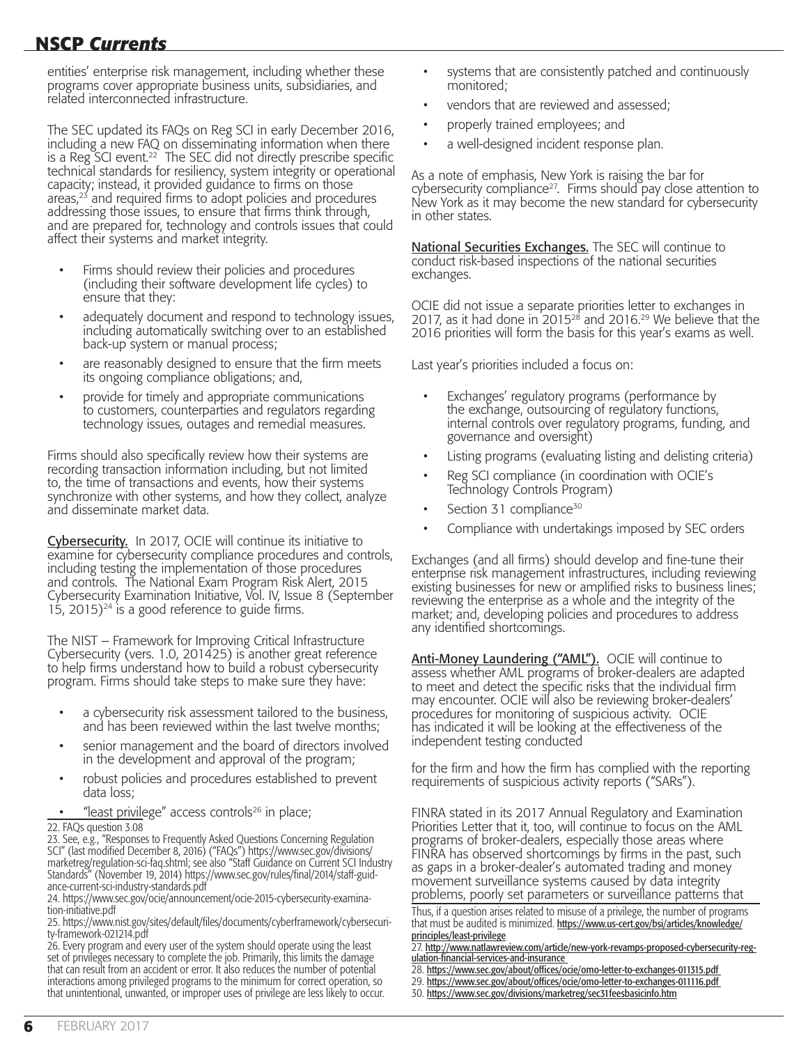entities' enterprise risk management, including whether these programs cover appropriate business units, subsidiaries, and related interconnected infrastructure.

The SEC updated its FAQs on Reg SCI in early December 2016, including a new FAQ on disseminating information when there is a Reg SCI event.[22] The SEC did not directly prescribe specific technical standards for resiliency, system integrity or operational capacity; instead, it provided guidance to firms on those areas,[23] and required firms to adopt policies and procedures addressing those issues, to ensure that firms think through, and are prepared for, technology and controls issues that could affect their systems and market integrity.

- Firms should review their policies and procedures (including their software development life cycles) to ensure that they:
- adequately document and respond to technology issues, including automatically switching over to an established back-up system or manual process;
- are reasonably designed to ensure that the firm meets its ongoing compliance obligations; and,
- provide for timely and appropriate communications to customers, counterparties and regulators regarding technology issues, outages and remedial measures.

Firms should also specifically review how their systems are recording transaction information including, but not limited to, the time of transactions and events, how their systems synchronize with other systems, and how they collect, analyze and disseminate market data.

**Cybersecurity.** In 2017, OCIE will continue its initiative to examine for cybersecurity compliance procedures and controls, including testing the implementation of those procedures and controls. The National Exam Program Risk Alert, 2015 Cybersecurity Examination Initiative, Vol. IV, Issue 8 (September 15, 2015)[24] is a good reference to guide firms.

The NIST – Framework for Improving Critical Infrastructure Cybersecurity (vers. 1.0, 201425) is another great reference to help firms understand how to build a robust cybersecurity program. Firms should take steps to make sure they have:

- a cybersecurity risk assessment tailored to the business, and has been reviewed within the last twelve months;
- senior management and the board of directors involved in the development and approval of the program;
- robust policies and procedures established to prevent data loss;
- "least privilege" access controls[26] in place;
- systems that are consistently patched and continuously monitored;
- vendors that are reviewed and assessed;
- properly trained employees; and
- a well-designed incident response plan.

As a note of emphasis, New York is raising the bar for cybersecurity compliance[27]. Firms should pay close attention to New York as it may become the new standard for cybersecurity in other states.

**National Securities Exchanges.** The SEC will continue to conduct risk-based inspections of the national securities exchanges.

OCIE did not issue a separate priorities letter to exchanges in 2017, as it had done in 2015[28] and 2016.[29] We believe that the 2016 priorities will form the basis for this year's exams as well.

Last year's priorities included a focus on:

- Exchanges' regulatory programs (performance by the exchange, outsourcing of regulatory functions, internal controls over regulatory programs, funding, and governance and oversight)
- Listing programs (evaluating listing and delisting criteria)
- Reg SCI compliance (in coordination with OCIE's Technology Controls Program)
- Section 31 compliance[30]
- Compliance with undertakings imposed by SEC orders

Exchanges (and all firms) should develop and fine-tune their enterprise risk management infrastructures, including reviewing existing businesses for new or amplified risks to business lines; reviewing the enterprise as a whole and the integrity of the market; and, developing policies and procedures to address any identified shortcomings.

**Anti-Money Laundering ("AML").** OCIE will continue to assess whether AML programs of broker-dealers are adapted to meet and detect the specific risks that the individual firm may encounter. OCIE will also be reviewing broker-dealers' procedures for monitoring of suspicious activity. OCIE has indicated it will be looking at the effectiveness of the independent testing conducted for the firm and how the firm has complied with the reporting requirements of suspicious activity reports ("SARs").

FINRA stated in its 2017 Annual Regulatory and Examination Priorities Letter that it, too, will continue to focus on the AML programs of broker-dealers, especially those areas where FINRA has observed shortcomings by firms in the past, such as gaps in a broker-dealer's automated trading and money movement surveillance systems caused by data integrity problems, poorly set parameters or surveillance patterns that

---

22. FAQs question 3.08

23. See, e.g., "Responses to Frequently Asked Questions Concerning Regulation SCI" (last modified December 8, 2016) ("FAQs") https://www.sec.gov/divisions/marketreg/regulation-sci-faq.shtml; see also "Staff Guidance on Current SCI Industry Standards" (November 19, 2014) https://www.sec.gov/rules/final/2014/staff-guidance-current-sci-industry-standards.pdf

24. https://www.sec.gov/ocie/announcement/ocie-2015-cybersecurity-examination-initiative.pdf

25. https://www.nist.gov/sites/default/files/documents/cyberframework/cybersecurity-framework-021214.pdf

26. Every program and every user of the system should operate using the least set of privileges necessary to complete the job. Primarily, this limits the damage that can result from an accident or error. It also reduces the number of potential interactions among privileged programs to the minimum for correct operation, so that unintentional, unwanted, or improper uses of privilege are less likely to occur. Thus, if a question arises related to misuse of a privilege, the number of programs that must be audited is minimized. https://www.us-cert.gov/bsi/articles/knowledge/principles/least-privilege

27. http://www.natlawreview.com/article/new-york-revamps-proposed-cybersecurity-regulation-financial-services-and-insurance

28. https://www.sec.gov/about/offices/ocie/omo-letter-to-exchanges-011315.pdf

29. https://www.sec.gov/about/offices/ocie/omo-letter-to-exchanges-011116.pdf

30. https://www.sec.gov/divisions/marketreg/sec31feesbasicinfo.htm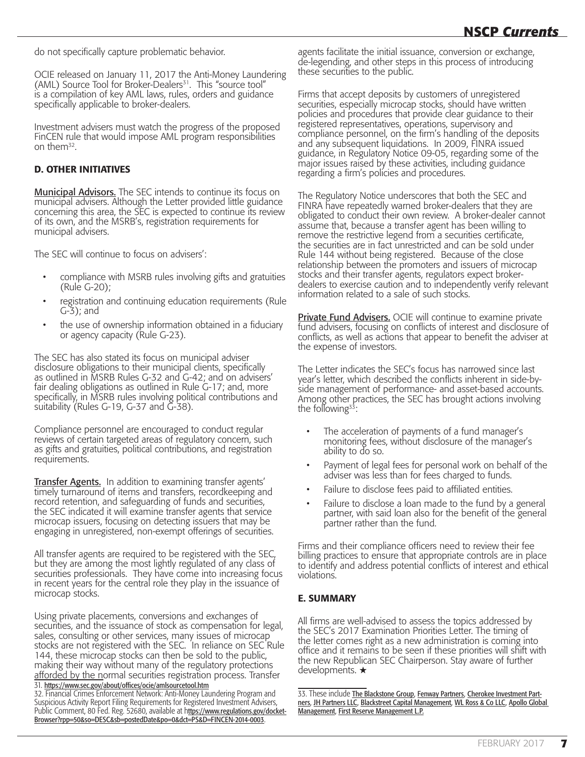do not specifically capture problematic behavior.

OCIE released on January 11, 2017 the Anti-Money Laundering (AML) Source Tool for Broker-Dealers[31]. This "source tool" is a compilation of key AML laws, rules, orders and guidance specifically applicable to broker-dealers.

Investment advisers must watch the progress of the proposed FinCEN rule that would impose AML program responsibilities on them[32].

### D. OTHER INITIATIVES

**Municipal Advisors.** The SEC intends to continue its focus on municipal advisers. Although the Letter provided little guidance concerning this area, the SEC is expected to continue its review of its own, and the MSRB's, registration requirements for municipal advisers.

The SEC will continue to focus on advisers':

- compliance with MSRB rules involving gifts and gratuities (Rule G-20);
- registration and continuing education requirements (Rule G-3); and
- the use of ownership information obtained in a fiduciary or agency capacity (Rule G-23).

The SEC has also stated its focus on municipal adviser disclosure obligations to their municipal clients, specifically as outlined in MSRB Rules G-32 and G-42; and on advisers' fair dealing obligations as outlined in Rule G-17; and, more specifically, in MSRB rules involving political contributions and suitability (Rules G-19, G-37 and G-38).

Compliance personnel are encouraged to conduct regular reviews of certain targeted areas of regulatory concern, such as gifts and gratuities, political contributions, and registration requirements.

**Transfer Agents.** In addition to examining transfer agents' timely turnaround of items and transfers, recordkeeping and record retention, and safeguarding of funds and securities, the SEC indicated it will examine transfer agents that service microcap issuers, focusing on detecting issuers that may be engaging in unregistered, non-exempt offerings of securities.

All transfer agents are required to be registered with the SEC, but they are among the most lightly regulated of any class of securities professionals. They have come into increasing focus in recent years for the central role they play in the issuance of microcap stocks.

Using private placements, conversions and exchanges of securities, and the issuance of stock as compensation for legal, sales, consulting or other services, many issues of microcap stocks are not registered with the SEC. In reliance on SEC Rule 144, these microcap stocks can then be sold to the public, making their way without many of the regulatory protections afforded by the normal securities registration process. Transfer agents facilitate the initial issuance, conversion or exchange, de-legending, and other steps in this process of introducing these securities to the public.

Firms that accept deposits by customers of unregistered securities, especially microcap stocks, should have written policies and procedures that provide clear guidance to their registered representatives, operations, supervisory and compliance personnel, on the firm's handling of the deposits and any subsequent liquidations. In 2009, FINRA issued guidance, in Regulatory Notice 09-05, regarding some of the major issues raised by these activities, including guidance regarding a firm's policies and procedures.

The Regulatory Notice underscores that both the SEC and FINRA have repeatedly warned broker-dealers that they are obligated to conduct their own review. A broker-dealer cannot assume that, because a transfer agent has been willing to remove the restrictive legend from a securities certificate, the securities are in fact unrestricted and can be sold under Rule 144 without being registered. Because of the close relationship between the promoters and issuers of microcap stocks and their transfer agents, regulators expect broker-dealers to exercise caution and to independently verify relevant information related to a sale of such stocks.

**Private Fund Advisers.** OCIE will continue to examine private fund advisers, focusing on conflicts of interest and disclosure of conflicts, as well as actions that appear to benefit the adviser at the expense of investors.

The Letter indicates the SEC's focus has narrowed since last year's letter, which described the conflicts inherent in side-by-side management of performance- and asset-based accounts. Among other practices, the SEC has brought actions involving the following[33]:

- The acceleration of payments of a fund manager's monitoring fees, without disclosure of the manager's ability to do so.
- Payment of legal fees for personal work on behalf of the adviser was less than for fees charged to funds.
- Failure to disclose fees paid to affiliated entities.
- Failure to disclose a loan made to the fund by a general partner, with said loan also for the benefit of the general partner rather than the fund.

Firms and their compliance officers need to review their fee billing practices to ensure that appropriate controls are in place to identify and address potential conflicts of interest and ethical violations.

### E. SUMMARY

All firms are well-advised to assess the topics addressed by the SEC's 2017 Examination Priorities Letter. The timing of the letter comes right as a new administration is coming into office and it remains to be seen if these priorities will shift with the new Republican SEC Chairperson. Stay aware of further developments. ★

---

31. https://www.sec.gov/about/offices/ocie/amlsourcetool.htm

32. Financial Crimes Enforcement Network: Anti-Money Laundering Program and Suspicious Activity Report Filing Requirements for Registered Investment Advisers, Public Comment, 80 Fed. Reg. 52680, available at https://www.regulations.gov/docketBrowser?rpp=50&so=DESC&sb=postedDate&po=0&dct=PS&D=FINCEN-2014-0003.

33. These include The Blackstone Group, Fenway Partners, Cherokee Investment Partners, JH Partners LLC, Blackstreet Capital Management, WL Ross & Co LLC, Apollo Global Management, First Reserve Management L.P.